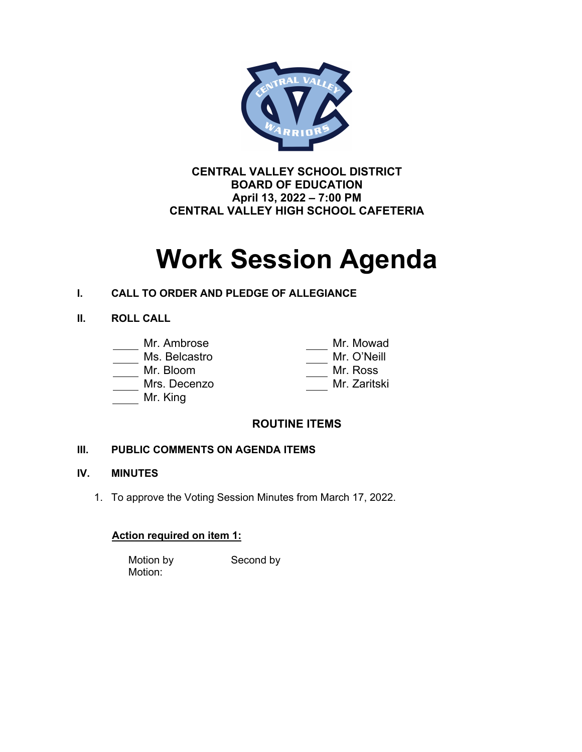**CENTRAL VALLEY SCHOOL DISTRICT**
**BOARD OF EDUCATION**
**April 13, 2022 – 7:00 PM**
**CENTRAL VALLEY HIGH SCHOOL CAFETERIA**

# Work Session Agenda

**I. CALL TO ORDER AND PLEDGE OF ALLEGIANCE**

**II. ROLL CALL**

\_\_\_\_ Mr. Ambrose
\_\_\_\_ Ms. Belcastro
\_\_\_\_ Mr. Bloom
\_\_\_\_ Mrs. Decenzo
\_\_\_\_ Mr. King
\_\_\_\_ Mr. Mowad
\_\_\_\_ Mr. O'Neill
\_\_\_\_ Mr. Ross
\_\_\_\_ Mr. Zaritski

## ROUTINE ITEMS

**III. PUBLIC COMMENTS ON AGENDA ITEMS**

**IV. MINUTES**

1. To approve the Voting Session Minutes from March 17, 2022.

**Action required on item 1:**

Motion by Second by
Motion: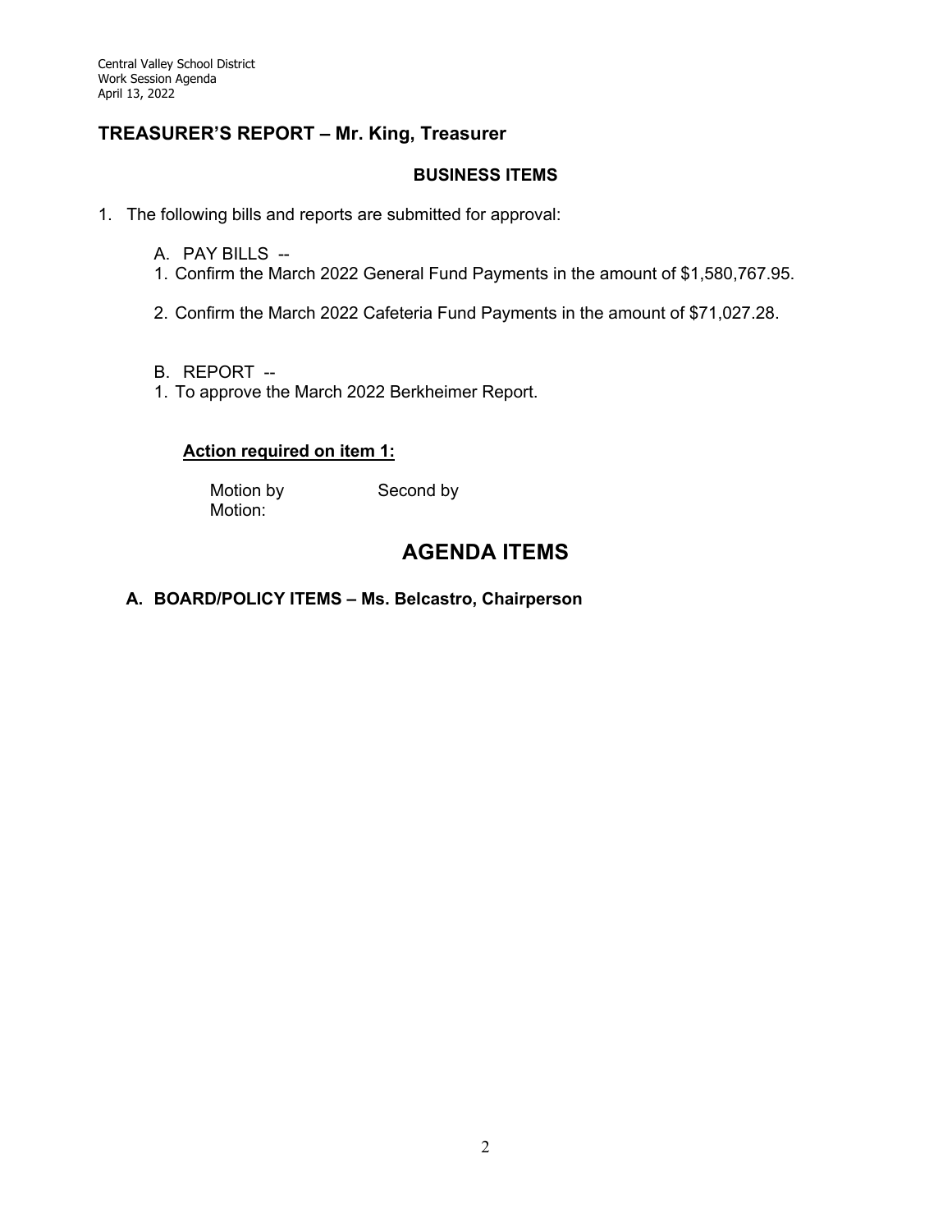## TREASURER'S REPORT – Mr. King, Treasurer

### BUSINESS ITEMS

1. The following bills and reports are submitted for approval:

   A. PAY BILLS --

   1. Confirm the March 2022 General Fund Payments in the amount of $1,580,767.95.

   2. Confirm the March 2022 Cafeteria Fund Payments in the amount of $71,027.28.

   B. REPORT --

   1. To approve the March 2022 Berkheimer Report.

**Action required on item 1:**

Motion by　　　　Second by
Motion:

# AGENDA ITEMS

**A. BOARD/POLICY ITEMS – Ms. Belcastro, Chairperson**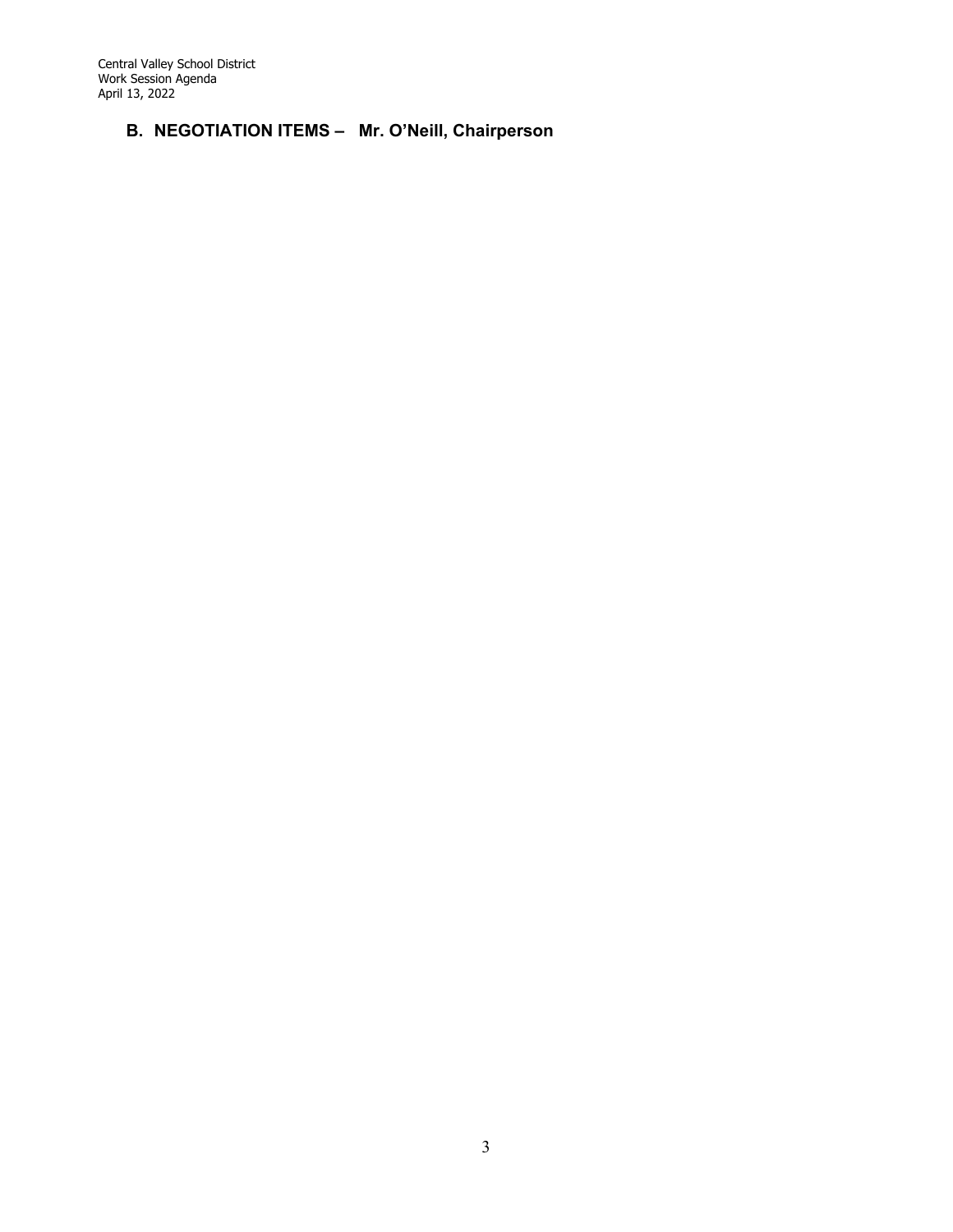## B. NEGOTIATION ITEMS – Mr. O'Neill, Chairperson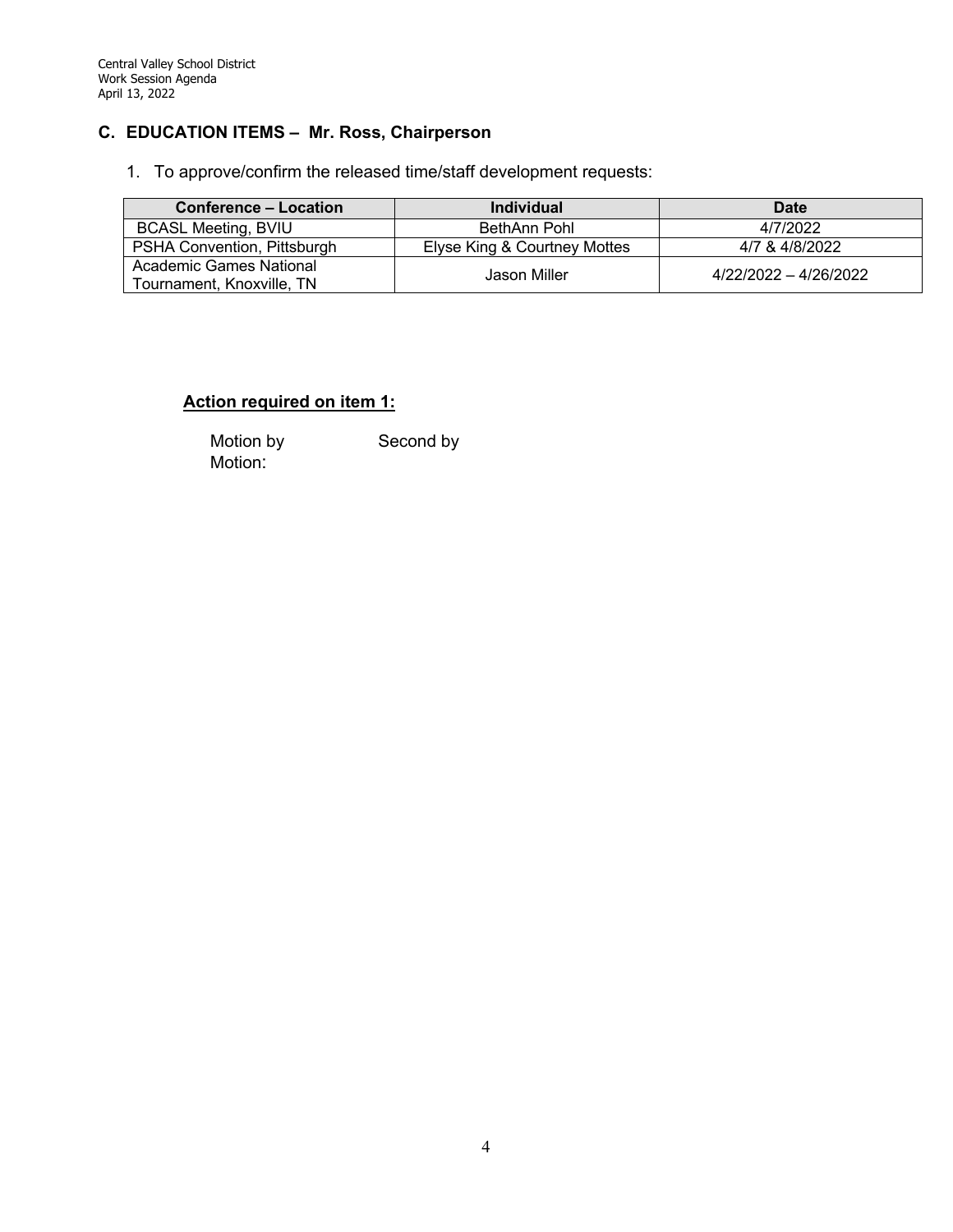## C. EDUCATION ITEMS – Mr. Ross, Chairperson

1. To approve/confirm the released time/staff development requests:

| Conference – Location | Individual | Date |
|---|---|---|
| BCASL Meeting, BVIU | BethAnn Pohl | 4/7/2022 |
| PSHA Convention, Pittsburgh | Elyse King & Courtney Mottes | 4/7 & 4/8/2022 |
| Academic Games National Tournament, Knoxville, TN | Jason Miller | 4/22/2022 – 4/26/2022 |

**Action required on item 1:**

Motion by Second by
Motion: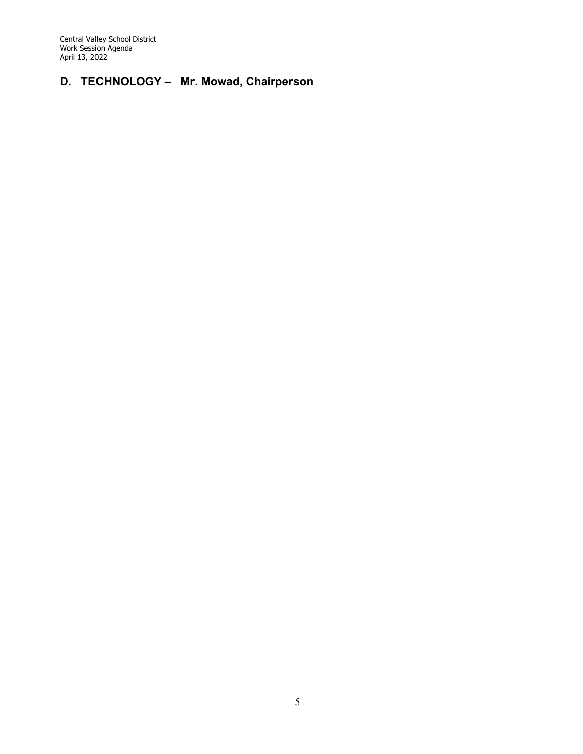## D. TECHNOLOGY – Mr. Mowad, Chairperson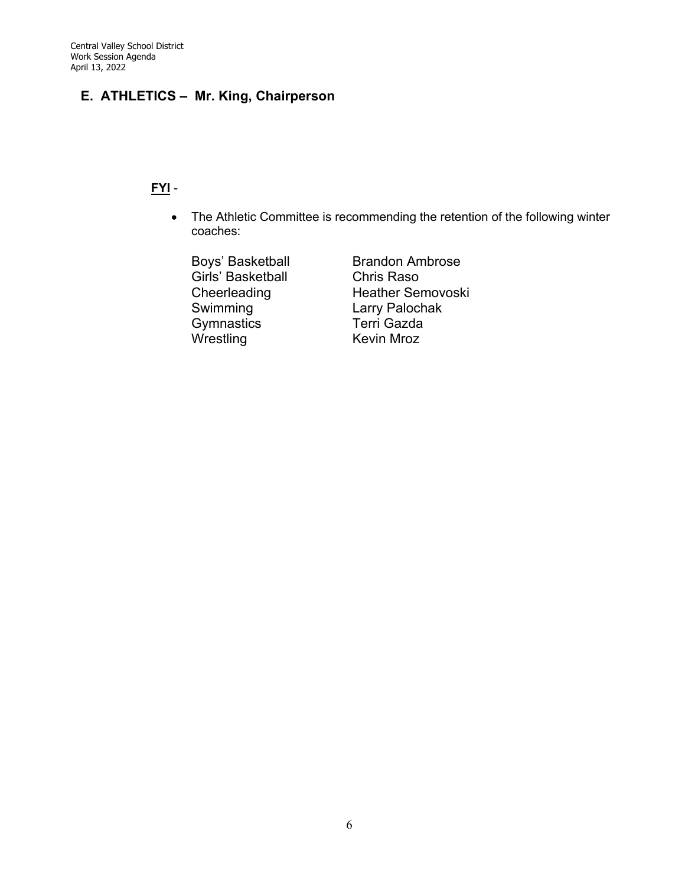## E. ATHLETICS – Mr. King, Chairperson

**FYI** -

- The Athletic Committee is recommending the retention of the following winter coaches:

| | |
|---|---|
| Boys' Basketball | Brandon Ambrose |
| Girls' Basketball | Chris Raso |
| Cheerleading | Heather Semovoski |
| Swimming | Larry Palochak |
| Gymnastics | Terri Gazda |
| Wrestling | Kevin Mroz |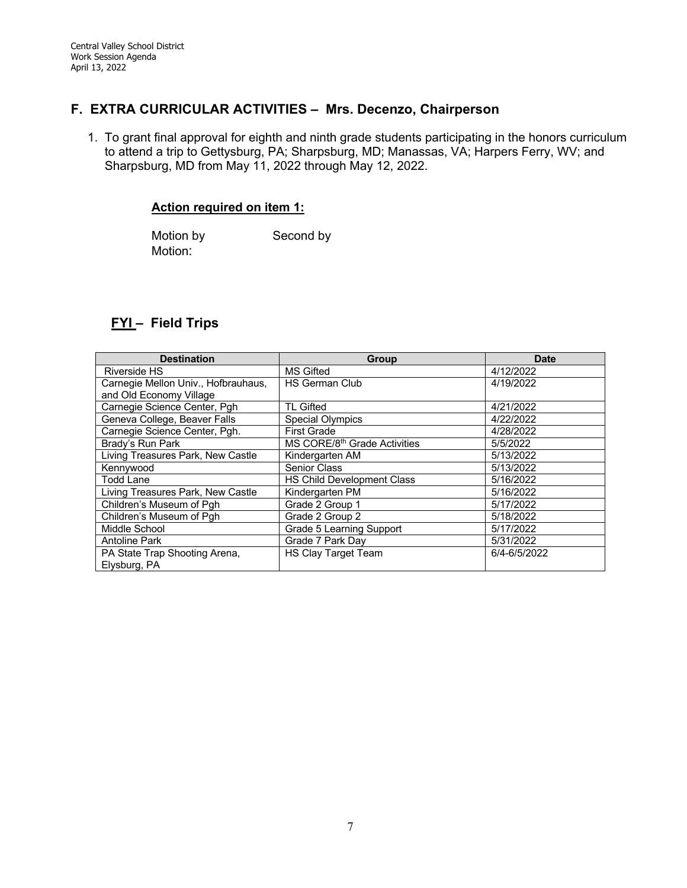## F. EXTRA CURRICULAR ACTIVITIES – Mrs. Decenzo, Chairperson

1. To grant final approval for eighth and ninth grade students participating in the honors curriculum to attend a trip to Gettysburg, PA; Sharpsburg, MD; Manassas, VA; Harpers Ferry, WV; and Sharpsburg, MD from May 11, 2022 through May 12, 2022.

**Action required on item 1:**

Motion by Second by
Motion:

### FYI – Field Trips

| Destination | Group | Date |
|---|---|---|
| Riverside HS | MS Gifted | 4/12/2022 |
| Carnegie Mellon Univ., Hofbrauhaus, and Old Economy Village | HS German Club | 4/19/2022 |
| Carnegie Science Center, Pgh | TL Gifted | 4/21/2022 |
| Geneva College, Beaver Falls | Special Olympics | 4/22/2022 |
| Carnegie Science Center, Pgh. | First Grade | 4/28/2022 |
| Brady's Run Park | MS CORE/8th Grade Activities | 5/5/2022 |
| Living Treasures Park, New Castle | Kindergarten AM | 5/13/2022 |
| Kennywood | Senior Class | 5/13/2022 |
| Todd Lane | HS Child Development Class | 5/16/2022 |
| Living Treasures Park, New Castle | Kindergarten PM | 5/16/2022 |
| Children's Museum of Pgh | Grade 2 Group 1 | 5/17/2022 |
| Children's Museum of Pgh | Grade 2 Group 2 | 5/18/2022 |
| Middle School | Grade 5 Learning Support | 5/17/2022 |
| Antoline Park | Grade 7 Park Day | 5/31/2022 |
| PA State Trap Shooting Arena, Elysburg, PA | HS Clay Target Team | 6/4-6/5/2022 |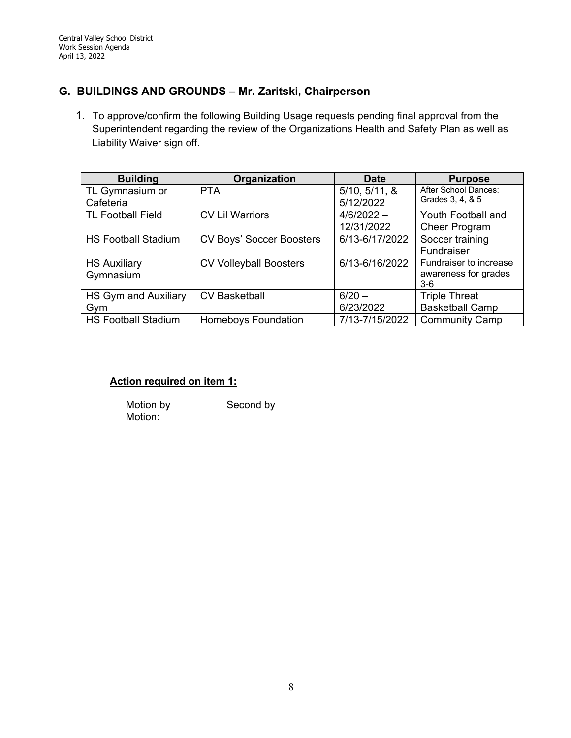## G. BUILDINGS AND GROUNDS – Mr. Zaritski, Chairperson

1. To approve/confirm the following Building Usage requests pending final approval from the Superintendent regarding the review of the Organizations Health and Safety Plan as well as Liability Waiver sign off.

| Building | Organization | Date | Purpose |
|---|---|---|---|
| TL Gymnasium or Cafeteria | PTA | 5/10, 5/11, & 5/12/2022 | After School Dances: Grades 3, 4, & 5 |
| TL Football Field | CV Lil Warriors | 4/6/2022 – 12/31/2022 | Youth Football and Cheer Program |
| HS Football Stadium | CV Boys' Soccer Boosters | 6/13-6/17/2022 | Soccer training Fundraiser |
| HS Auxiliary Gymnasium | CV Volleyball Boosters | 6/13-6/16/2022 | Fundraiser to increase awareness for grades 3-6 |
| HS Gym and Auxiliary Gym | CV Basketball | 6/20 – 6/23/2022 | Triple Threat Basketball Camp |
| HS Football Stadium | Homeboys Foundation | 7/13-7/15/2022 | Community Camp |

**Action required on item 1:**

Motion by Second by
Motion: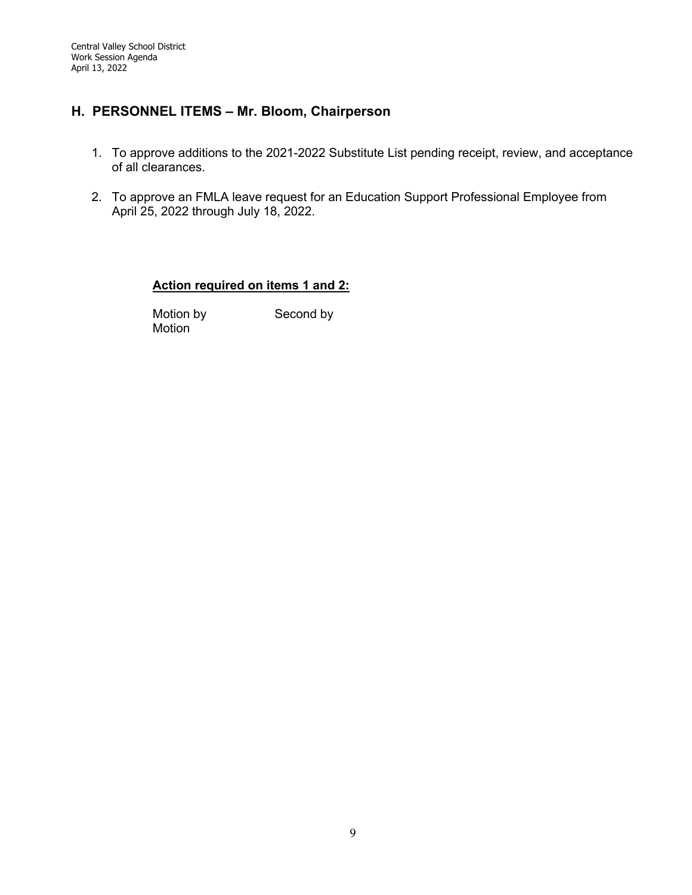## H. PERSONNEL ITEMS – Mr. Bloom, Chairperson

1. To approve additions to the 2021-2022 Substitute List pending receipt, review, and acceptance of all clearances.

2. To approve an FMLA leave request for an Education Support Professional Employee from April 25, 2022 through July 18, 2022.

**Action required on items 1 and 2:**

Motion by Second by
Motion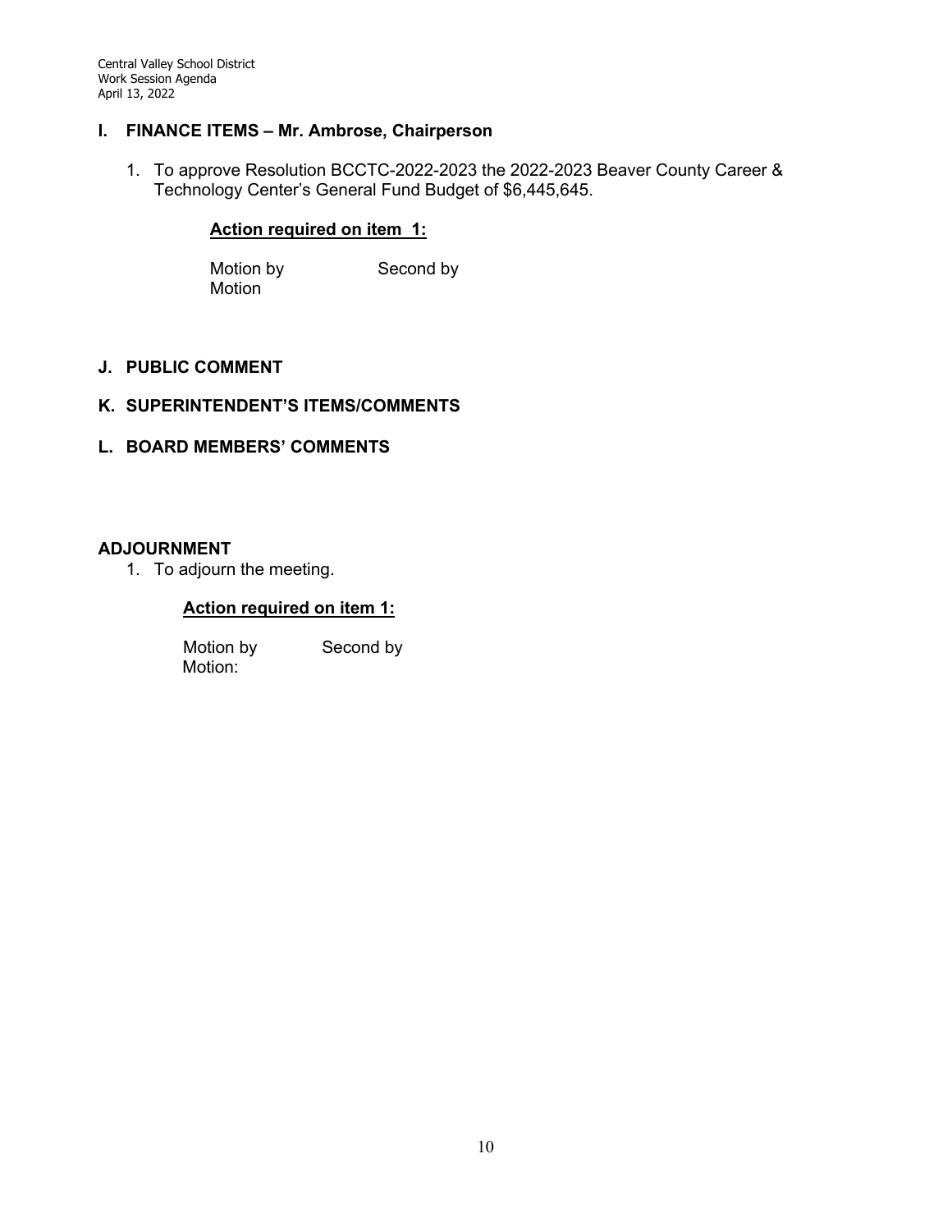## I. FINANCE ITEMS – Mr. Ambrose, Chairperson

1. To approve Resolution BCCTC-2022-2023 the 2022-2023 Beaver County Career & Technology Center's General Fund Budget of $6,445,645.

   **Action required on item 1:**

   Motion by Second by
   Motion

## J. PUBLIC COMMENT

## K. SUPERINTENDENT'S ITEMS/COMMENTS

## L. BOARD MEMBERS' COMMENTS

## ADJOURNMENT

1. To adjourn the meeting.

   **Action required on item 1:**

   Motion by Second by
   Motion: